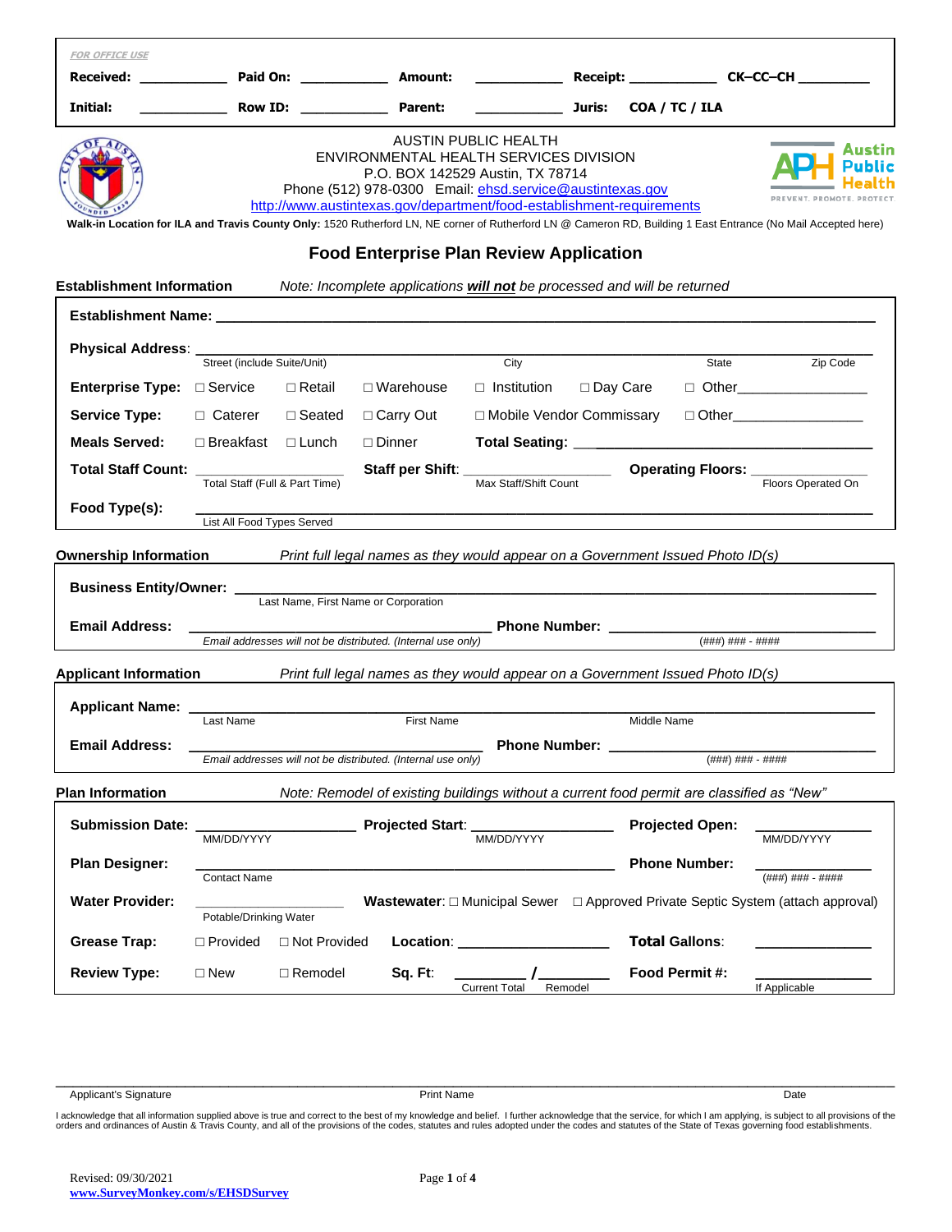*FOR OFFICE USE*

**Received:** ___________ **Paid On:** ___________ **Amount:** ___________ **Receipt:** ___________ **CK–CC–CH** __________

**Initial:** ___________ **Row ID:** ___________ **Parent:** ___________ **Juris:** **COA / TC / ILA**

AUSTIN PUBLIC HEALTH
ENVIRONMENTAL HEALTH SERVICES DIVISION
P.O. BOX 142529 Austin, TX 78714
Phone (512) 978-0300 Email: ehsd.service@austintexas.gov
http://www.austintexas.gov/department/food-establishment-requirements

Austin Public Health — PREVENT. PROMOTE. PROTECT

**Walk-in Location for ILA and Travis County Only:** 1520 Rutherford LN, NE corner of Rutherford LN @ Cameron RD, Building 1 East Entrance (No Mail Accepted here)

# Food Enterprise Plan Review Application

## Establishment Information

*Note: Incomplete applications **will not** be processed and will be returned*

**Establishment Name:** ______________________________________________

**Physical Address:** ______________________________________________
Street (include Suite/Unit) — City — State — Zip Code

**Enterprise Type:** ☐ Service ☐ Retail ☐ Warehouse ☐ Institution ☐ Day Care ☐ Other________________

**Service Type:** ☐ Caterer ☐ Seated ☐ Carry Out ☐ Mobile Vendor Commissary ☐ Other________________

**Meals Served:** ☐ Breakfast ☐ Lunch ☐ Dinner **Total Seating:** ________________

**Total Staff Count:** ________________ (Total Staff (Full & Part Time)) **Staff per Shift:** ________________ (Max Staff/Shift Count) **Operating Floors:** ________________ (Floors Operated On)

**Food Type(s):** ______________________________________________
List All Food Types Served

## Ownership Information

*Print full legal names as they would appear on a Government Issued Photo ID(s)*

**Business Entity/Owner:** ______________________________________________
Last Name, First Name or Corporation

**Email Address:** ________________________ **Phone Number:** ________________
*Email addresses will not be distributed. (Internal use only)* (###) ### - ####

## Applicant Information

*Print full legal names as they would appear on a Government Issued Photo ID(s)*

**Applicant Name:** ______________________________________________
Last Name — First Name — Middle Name

**Email Address:** ________________________ **Phone Number:** ________________
*Email addresses will not be distributed. (Internal use only)* (###) ### - ####

## Plan Information

*Note: Remodel of existing buildings without a current food permit are classified as "New"*

**Submission Date:** ____________ (MM/DD/YYYY) **Projected Start:** ____________ (MM/DD/YYYY) **Projected Open:** ____________ (MM/DD/YYYY)

**Plan Designer:** ________________________ (Contact Name) **Phone Number:** ________________ ((###) ### - ####)

**Water Provider:** ________________ (Potable/Drinking Water) **Wastewater:** ☐ Municipal Sewer ☐ Approved Private Septic System (attach approval)

**Grease Trap:** ☐ Provided ☐ Not Provided **Location:** ________________ **Total Gallons:** ____________

**Review Type:** ☐ New ☐ Remodel **Sq. Ft:** ________ / ________ (Current Total / Remodel) **Food Permit #:** ____________ (If Applicable)

______________________________________________
Applicant's Signature — Print Name — Date

I acknowledge that all information supplied above is true and correct to the best of my knowledge and belief. I further acknowledge that the service, for which I am applying, is subject to all provisions of the orders and ordinances of Austin & Travis County, and all of the provisions of the codes, statutes and rules adopted under the codes and statutes of the State of Texas governing food establishments.

Revised: 09/30/2021

www.SurveyMonkey.com/s/EHSDSurvey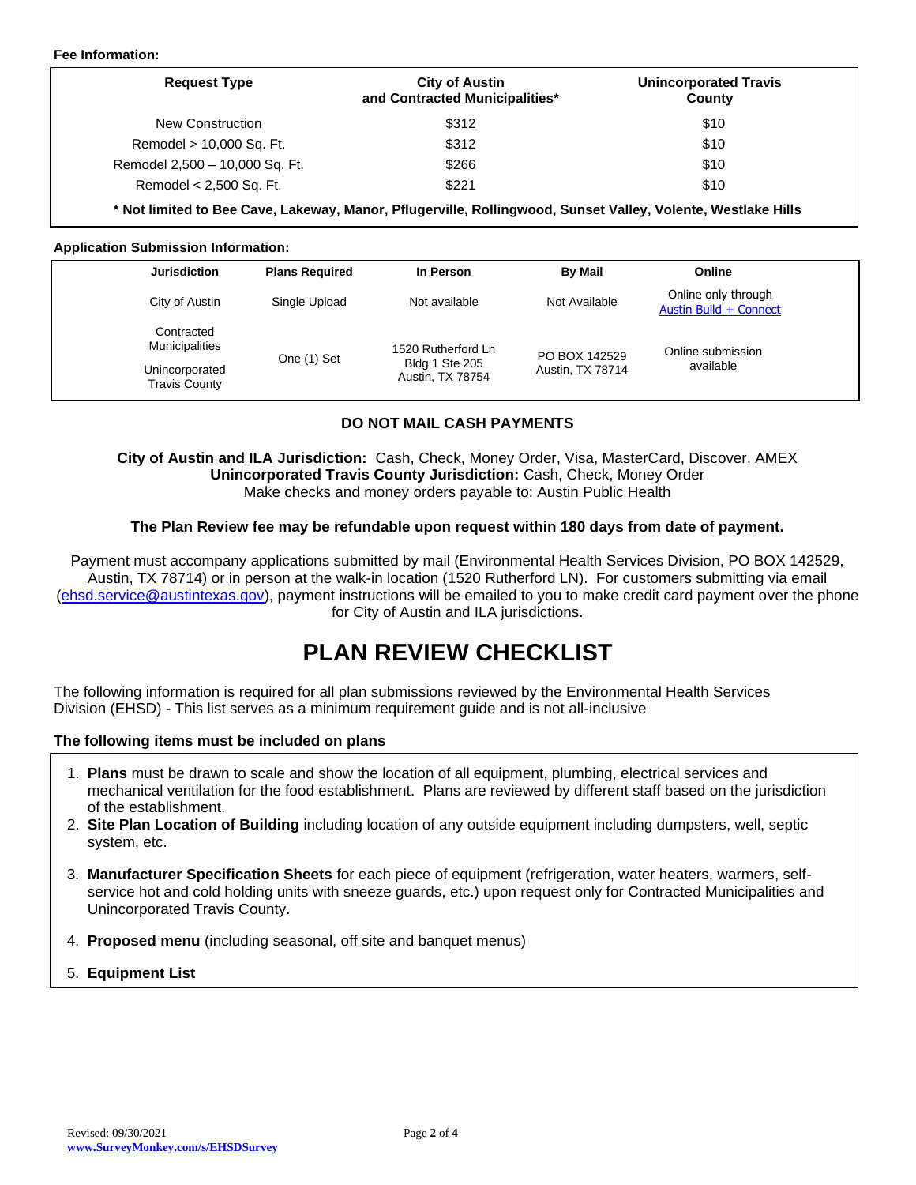**Fee Information:**

| Request Type | City of Austin and Contracted Municipalities* | Unincorporated Travis County |
|---|---|---|
| New Construction | $312 | $10 |
| Remodel > 10,000 Sq. Ft. | $312 | $10 |
| Remodel 2,500 – 10,000 Sq. Ft. | $266 | $10 |
| Remodel < 2,500 Sq. Ft. | $221 | $10 |

**\* Not limited to Bee Cave, Lakeway, Manor, Pflugerville, Rollingwood, Sunset Valley, Volente, Westlake Hills**

**Application Submission Information:**

| Jurisdiction | Plans Required | In Person | By Mail | Online |
|---|---|---|---|---|
| City of Austin | Single Upload | Not available | Not Available | Online only through Austin Build + Connect |
| Contracted Municipalities<br>Unincorporated Travis County | One (1) Set | 1520 Rutherford Ln Bldg 1 Ste 205 Austin, TX 78754 | PO BOX 142529 Austin, TX 78714 | Online submission available |

**DO NOT MAIL CASH PAYMENTS**

**City of Austin and ILA Jurisdiction:** Cash, Check, Money Order, Visa, MasterCard, Discover, AMEX
**Unincorporated Travis County Jurisdiction:** Cash, Check, Money Order
Make checks and money orders payable to: Austin Public Health

**The Plan Review fee may be refundable upon request within 180 days from date of payment.**

Payment must accompany applications submitted by mail (Environmental Health Services Division, PO BOX 142529, Austin, TX 78714) or in person at the walk-in location (1520 Rutherford LN). For customers submitting via email (ehsd.service@austintexas.gov), payment instructions will be emailed to you to make credit card payment over the phone for City of Austin and ILA jurisdictions.

# PLAN REVIEW CHECKLIST

The following information is required for all plan submissions reviewed by the Environmental Health Services Division (EHSD) - This list serves as a minimum requirement guide and is not all-inclusive

**The following items must be included on plans**

1. **Plans** must be drawn to scale and show the location of all equipment, plumbing, electrical services and mechanical ventilation for the food establishment. Plans are reviewed by different staff based on the jurisdiction of the establishment.
2. **Site Plan Location of Building** including location of any outside equipment including dumpsters, well, septic system, etc.
3. **Manufacturer Specification Sheets** for each piece of equipment (refrigeration, water heaters, warmers, self-service hot and cold holding units with sneeze guards, etc.) upon request only for Contracted Municipalities and Unincorporated Travis County.
4. **Proposed menu** (including seasonal, off site and banquet menus)
5. **Equipment List**

Revised: 09/30/2021
www.SurveyMonkey.com/s/EHSDSurvey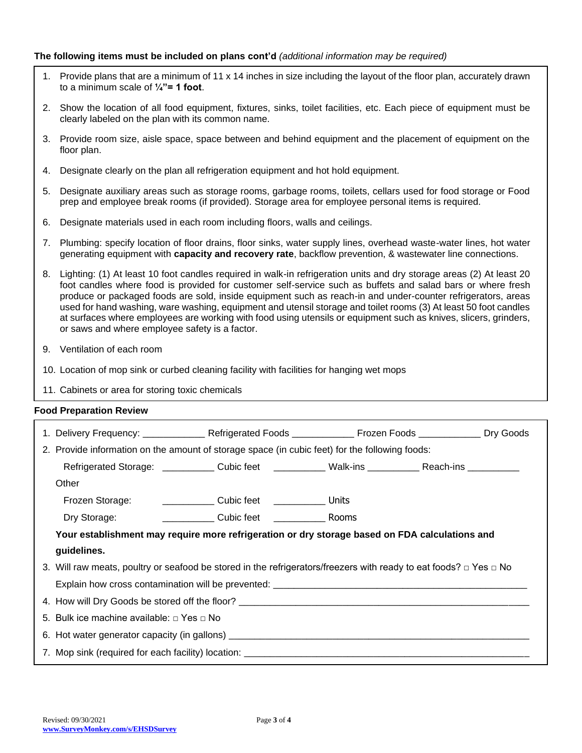**The following items must be included on plans cont'd** *(additional information may be required)*

1. Provide plans that are a minimum of 11 x 14 inches in size including the layout of the floor plan, accurately drawn to a minimum scale of **¼"= 1 foot**.
2. Show the location of all food equipment, fixtures, sinks, toilet facilities, etc. Each piece of equipment must be clearly labeled on the plan with its common name.
3. Provide room size, aisle space, space between and behind equipment and the placement of equipment on the floor plan.
4. Designate clearly on the plan all refrigeration equipment and hot hold equipment.
5. Designate auxiliary areas such as storage rooms, garbage rooms, toilets, cellars used for food storage or Food prep and employee break rooms (if provided). Storage area for employee personal items is required.
6. Designate materials used in each room including floors, walls and ceilings.
7. Plumbing: specify location of floor drains, floor sinks, water supply lines, overhead waste-water lines, hot water generating equipment with **capacity and recovery rate**, backflow prevention, & wastewater line connections.
8. Lighting: (1) At least 10 foot candles required in walk-in refrigeration units and dry storage areas (2) At least 20 foot candles where food is provided for customer self-service such as buffets and salad bars or where fresh produce or packaged foods are sold, inside equipment such as reach-in and under-counter refrigerators, areas used for hand washing, ware washing, equipment and utensil storage and toilet rooms (3) At least 50 foot candles at surfaces where employees are working with food using utensils or equipment such as knives, slicers, grinders, or saws and where employee safety is a factor.
9. Ventilation of each room
10. Location of mop sink or curbed cleaning facility with facilities for hanging wet mops
11. Cabinets or area for storing toxic chemicals

**Food Preparation Review**

1. Delivery Frequency: ____________ Refrigerated Foods ____________ Frozen Foods ____________ Dry Goods
2. Provide information on the amount of storage space (in cubic feet) for the following foods:

   Refrigerated Storage: __________ Cubic feet __________ Walk-ins __________ Reach-ins __________ Other

   Frozen Storage: __________ Cubic feet __________ Units

   Dry Storage: __________ Cubic feet __________ Rooms

   **Your establishment may require more refrigeration or dry storage based on FDA calculations and guidelines.**

3. Will raw meats, poultry or seafood be stored in the refrigerators/freezers with ready to eat foods? □ Yes □ No

   Explain how cross contamination will be prevented: ____________________________________________

4. How will Dry Goods be stored off the floor? ____________________________________________
5. Bulk ice machine available: □ Yes □ No
6. Hot water generator capacity (in gallons) ____________________________________________
7. Mop sink (required for each facility) location: ____________________________________________

Revised: 09/30/2021
www.SurveyMonkey.com/s/EHSDSurvey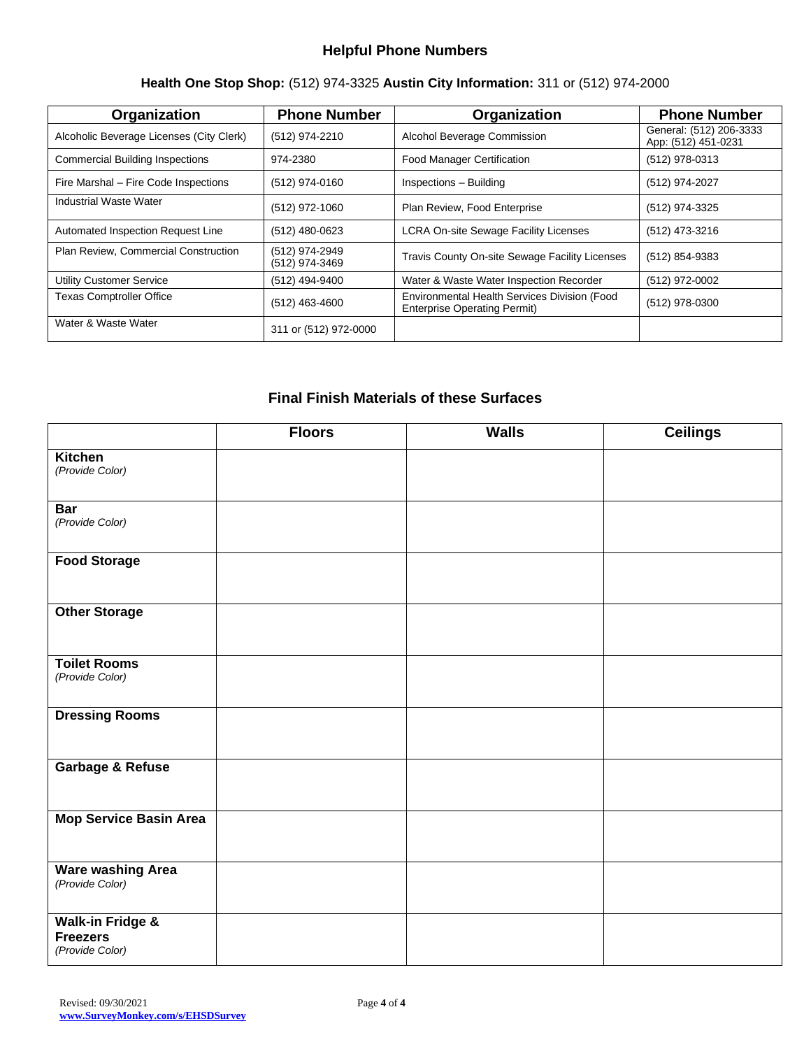## Helpful Phone Numbers

**Health One Stop Shop:** (512) 974-3325 **Austin City Information:** 311 or (512) 974-2000

| Organization | Phone Number | Organization | Phone Number |
|---|---|---|---|
| Alcoholic Beverage Licenses (City Clerk) | (512) 974-2210 | Alcohol Beverage Commission | General: (512) 206-3333<br>App: (512) 451-0231 |
| Commercial Building Inspections | 974-2380 | Food Manager Certification | (512) 978-0313 |
| Fire Marshal – Fire Code Inspections | (512) 974-0160 | Inspections – Building | (512) 974-2027 |
| Industrial Waste Water | (512) 972-1060 | Plan Review, Food Enterprise | (512) 974-3325 |
| Automated Inspection Request Line | (512) 480-0623 | LCRA On-site Sewage Facility Licenses | (512) 473-3216 |
| Plan Review, Commercial Construction | (512) 974-2949<br>(512) 974-3469 | Travis County On-site Sewage Facility Licenses | (512) 854-9383 |
| Utility Customer Service | (512) 494-9400 | Water & Waste Water Inspection Recorder | (512) 972-0002 |
| Texas Comptroller Office | (512) 463-4600 | Environmental Health Services Division (Food Enterprise Operating Permit) | (512) 978-0300 |
| Water & Waste Water | 311 or (512) 972-0000 | | |

## Final Finish Materials of these Surfaces

| | Floors | Walls | Ceilings |
|---|---|---|---|
| **Kitchen** *(Provide Color)* | | | |
| **Bar** *(Provide Color)* | | | |
| **Food Storage** | | | |
| **Other Storage** | | | |
| **Toilet Rooms** *(Provide Color)* | | | |
| **Dressing Rooms** | | | |
| **Garbage & Refuse** | | | |
| **Mop Service Basin Area** | | | |
| **Ware washing Area** *(Provide Color)* | | | |
| **Walk-in Fridge & Freezers** *(Provide Color)* | | | |

Revised: 09/30/2021
**www.SurveyMonkey.com/s/EHSDSurvey**